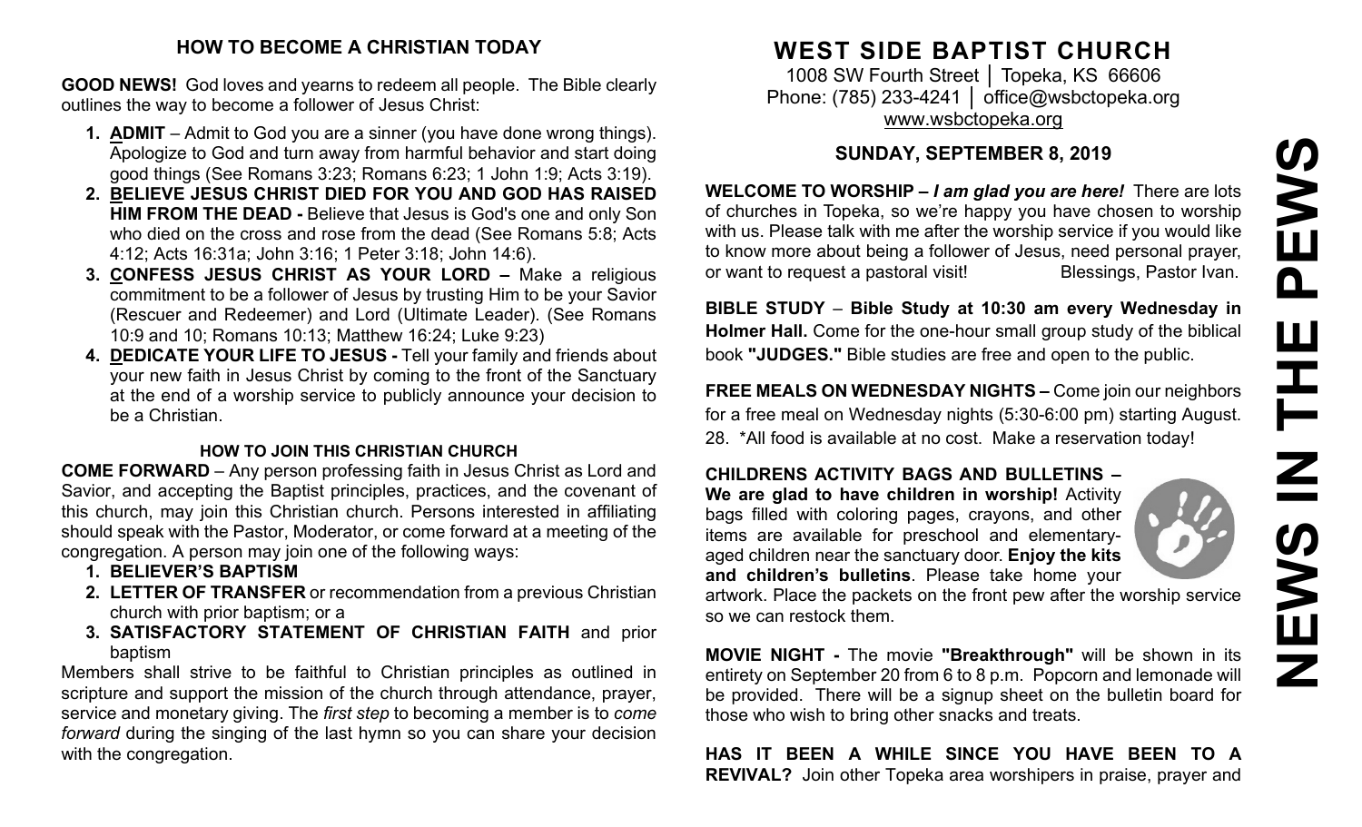## HOW TO BECOME A CHRISTIAN TODAY

**GOOD NEWS!** God loves and yearns to redeem all people. The Bible clearly outlines the way to become a follower of Jesus Christ:

1. **ADMIT** – Admit to God you are a sinner (you have done wrong things). Apologize to God and turn away from harmful behavior and start doing good things (See Romans 3:23; Romans 6:23; 1 John 1:9; Acts 3:19).
2. **BELIEVE JESUS CHRIST DIED FOR YOU AND GOD HAS RAISED HIM FROM THE DEAD -** Believe that Jesus is God's one and only Son who died on the cross and rose from the dead (See Romans 5:8; Acts 4:12; Acts 16:31a; John 3:16; 1 Peter 3:18; John 14:6).
3. **CONFESS JESUS CHRIST AS YOUR LORD –** Make a religious commitment to be a follower of Jesus by trusting Him to be your Savior (Rescuer and Redeemer) and Lord (Ultimate Leader). (See Romans 10:9 and 10; Romans 10:13; Matthew 16:24; Luke 9:23)
4. **DEDICATE YOUR LIFE TO JESUS -** Tell your family and friends about your new faith in Jesus Christ by coming to the front of the Sanctuary at the end of a worship service to publicly announce your decision to be a Christian.

### HOW TO JOIN THIS CHRISTIAN CHURCH

**COME FORWARD** – Any person professing faith in Jesus Christ as Lord and Savior, and accepting the Baptist principles, practices, and the covenant of this church, may join this Christian church. Persons interested in affiliating should speak with the Pastor, Moderator, or come forward at a meeting of the congregation. A person may join one of the following ways:

1. **BELIEVER'S BAPTISM**
2. **LETTER OF TRANSFER** or recommendation from a previous Christian church with prior baptism; or a
3. **SATISFACTORY STATEMENT OF CHRISTIAN FAITH** and prior baptism

Members shall strive to be faithful to Christian principles as outlined in scripture and support the mission of the church through attendance, prayer, service and monetary giving. The *first step* to becoming a member is to *come forward* during the singing of the last hymn so you can share your decision with the congregation.

# WEST SIDE BAPTIST CHURCH

1008 SW Fourth Street │ Topeka, KS 66606
Phone: (785) 233-4241 │ office@wsbctopeka.org
www.wsbctopeka.org

## SUNDAY, SEPTEMBER 8, 2019

**WELCOME TO WORSHIP –** ***I am glad you are here!*** There are lots of churches in Topeka, so we're happy you have chosen to worship with us. Please talk with me after the worship service if you would like to know more about being a follower of Jesus, need personal prayer, or want to request a pastoral visit! Blessings, Pastor Ivan.

**BIBLE STUDY** – **Bible Study at 10:30 am every Wednesday in Holmer Hall.** Come for the one-hour small group study of the biblical book **"JUDGES."** Bible studies are free and open to the public.

**FREE MEALS ON WEDNESDAY NIGHTS –** Come join our neighbors for a free meal on Wednesday nights (5:30-6:00 pm) starting August. 28. *All food is available at no cost. Make a reservation today!

**CHILDRENS ACTIVITY BAGS AND BULLETINS – We are glad to have children in worship!** Activity bags filled with coloring pages, crayons, and other items are available for preschool and elementary-aged children near the sanctuary door. **Enjoy the kits and children's bulletins**. Please take home your artwork. Place the packets on the front pew after the worship service so we can restock them.

**MOVIE NIGHT -** The movie **"Breakthrough"** will be shown in its entirety on September 20 from 6 to 8 p.m. Popcorn and lemonade will be provided. There will be a signup sheet on the bulletin board for those who wish to bring other snacks and treats.

**HAS IT BEEN A WHILE SINCE YOU HAVE BEEN TO A REVIVAL?** Join other Topeka area worshipers in praise, prayer and

# NEWS IN THE PEWS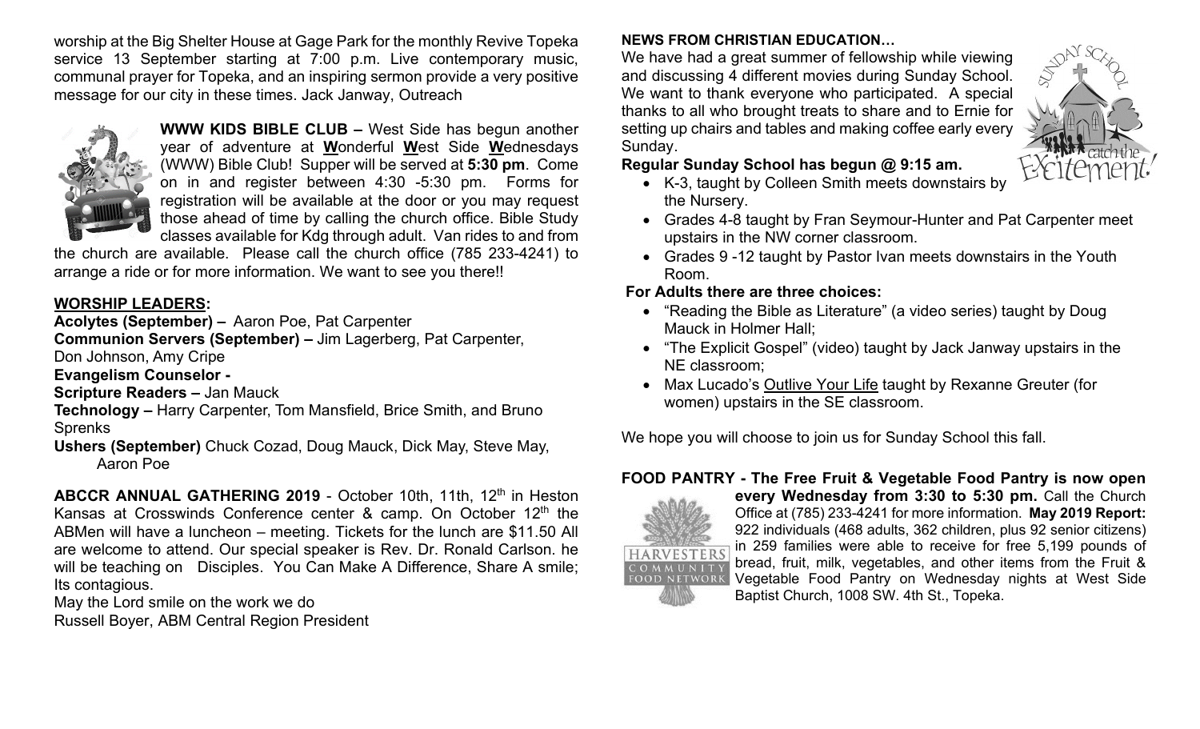worship at the Big Shelter House at Gage Park for the monthly Revive Topeka service 13 September starting at 7:00 p.m. Live contemporary music, communal prayer for Topeka, and an inspiring sermon provide a very positive message for our city in these times. Jack Janway, Outreach

**WWW KIDS BIBLE CLUB –** West Side has begun another year of adventure at **W**onderful **W**est Side **W**ednesdays (WWW) Bible Club! Supper will be served at **5:30 pm**. Come on in and register between 4:30 -5:30 pm. Forms for registration will be available at the door or you may request those ahead of time by calling the church office. Bible Study classes available for Kdg through adult. Van rides to and from the church are available. Please call the church office (785 233-4241) to arrange a ride or for more information. We want to see you there!!

## WORSHIP LEADERS:

**Acolytes (September) –** Aaron Poe, Pat Carpenter
**Communion Servers (September) –** Jim Lagerberg, Pat Carpenter, Don Johnson, Amy Cripe
**Evangelism Counselor -**
**Scripture Readers –** Jan Mauck
**Technology –** Harry Carpenter, Tom Mansfield, Brice Smith, and Bruno Sprenks
**Ushers (September)** Chuck Cozad, Doug Mauck, Dick May, Steve May, Aaron Poe

**ABCCR ANNUAL GATHERING 2019** - October 10th, 11th, 12th in Heston Kansas at Crosswinds Conference center & camp. On October 12th the ABMen will have a luncheon – meeting. Tickets for the lunch are $11.50 All are welcome to attend. Our special speaker is Rev. Dr. Ronald Carlson. he will be teaching on Disciples. You Can Make A Difference, Share A smile; Its contagious.
May the Lord smile on the work we do
Russell Boyer, ABM Central Region President

**NEWS FROM CHRISTIAN EDUCATION…**
We have had a great summer of fellowship while viewing and discussing 4 different movies during Sunday School. We want to thank everyone who participated. A special thanks to all who brought treats to share and to Ernie for setting up chairs and tables and making coffee early every Sunday.

**Regular Sunday School has begun @ 9:15 am.**

- K-3, taught by Colleen Smith meets downstairs by the Nursery.
- Grades 4-8 taught by Fran Seymour-Hunter and Pat Carpenter meet upstairs in the NW corner classroom.
- Grades 9 -12 taught by Pastor Ivan meets downstairs in the Youth Room.

**For Adults there are three choices:**

- "Reading the Bible as Literature" (a video series) taught by Doug Mauck in Holmer Hall;
- "The Explicit Gospel" (video) taught by Jack Janway upstairs in the NE classroom;
- Max Lucado's Outlive Your Life taught by Rexanne Greuter (for women) upstairs in the SE classroom.

We hope you will choose to join us for Sunday School this fall.

**FOOD PANTRY - The Free Fruit & Vegetable Food Pantry is now open every Wednesday from 3:30 to 5:30 pm.** Call the Church Office at (785) 233-4241 for more information. **May 2019 Report:** 922 individuals (468 adults, 362 children, plus 92 senior citizens) in 259 families were able to receive for free 5,199 pounds of bread, fruit, milk, vegetables, and other items from the Fruit & Vegetable Food Pantry on Wednesday nights at West Side Baptist Church, 1008 SW. 4th St., Topeka.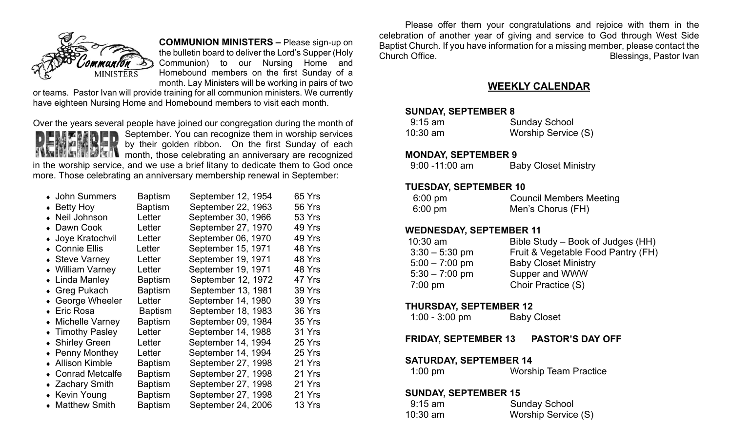**COMMUNION MINISTERS –** Please sign-up on the bulletin board to deliver the Lord's Supper (Holy Communion) to our Nursing Home and Homebound members on the first Sunday of a month. Lay Ministers will be working in pairs of two or teams. Pastor Ivan will provide training for all communion ministers. We currently have eighteen Nursing Home and Homebound members to visit each month.

Over the years several people have joined our congregation during the month of September. You can recognize them in worship services by their golden ribbon. On the first Sunday of each month, those celebrating an anniversary are recognized in the worship service, and we use a brief litany to dedicate them to God once more. Those celebrating an anniversary membership renewal in September:

| Name | Type | Date | Years |
|---|---|---|---|
| John Summers | Baptism | September 12, 1954 | 65 Yrs |
| Betty Hoy | Baptism | September 22, 1963 | 56 Yrs |
| Neil Johnson | Letter | September 30, 1966 | 53 Yrs |
| Dawn Cook | Letter | September 27, 1970 | 49 Yrs |
| Joye Kratochvil | Letter | September 06, 1970 | 49 Yrs |
| Connie Ellis | Letter | September 15, 1971 | 48 Yrs |
| Steve Varney | Letter | September 19, 1971 | 48 Yrs |
| William Varney | Letter | September 19, 1971 | 48 Yrs |
| Linda Manley | Baptism | September 12, 1972 | 47 Yrs |
| Greg Pukach | Baptism | September 13, 1981 | 39 Yrs |
| George Wheeler | Letter | September 14, 1980 | 39 Yrs |
| Eric Rosa | Baptism | September 18, 1983 | 36 Yrs |
| Michelle Varney | Baptism | September 09, 1984 | 35 Yrs |
| Timothy Pasley | Letter | September 14, 1988 | 31 Yrs |
| Shirley Green | Letter | September 14, 1994 | 25 Yrs |
| Penny Monthey | Letter | September 14, 1994 | 25 Yrs |
| Allison Kimble | Baptism | September 27, 1998 | 21 Yrs |
| Conrad Metcalfe | Baptism | September 27, 1998 | 21 Yrs |
| Zachary Smith | Baptism | September 27, 1998 | 21 Yrs |
| Kevin Young | Baptism | September 27, 1998 | 21 Yrs |
| Matthew Smith | Baptism | September 24, 2006 | 13 Yrs |

Please offer them your congratulations and rejoice with them in the celebration of another year of giving and service to God through West Side Baptist Church. If you have information for a missing member, please contact the Church Office.

Blessings, Pastor Ivan

## WEEKLY CALENDAR

**SUNDAY, SEPTEMBER 8**

| | |
|---|---|
| 9:15 am | Sunday School |
| 10:30 am | Worship Service (S) |

**MONDAY, SEPTEMBER 9**

| | |
|---|---|
| 9:00 -11:00 am | Baby Closet Ministry |

**TUESDAY, SEPTEMBER 10**

| | |
|---|---|
| 6:00 pm | Council Members Meeting |
| 6:00 pm | Men's Chorus (FH) |

**WEDNESDAY, SEPTEMBER 11**

| | |
|---|---|
| 10:30 am | Bible Study – Book of Judges (HH) |
| 3:30 – 5:30 pm | Fruit & Vegetable Food Pantry (FH) |
| 5:00 – 7:00 pm | Baby Closet Ministry |
| 5:30 – 7:00 pm | Supper and WWW |
| 7:00 pm | Choir Practice (S) |

**THURSDAY, SEPTEMBER 12**

| | |
|---|---|
| 1:00 - 3:00 pm | Baby Closet |

**FRIDAY, SEPTEMBER 13 PASTOR'S DAY OFF**

**SATURDAY, SEPTEMBER 14**

| | |
|---|---|
| 1:00 pm | Worship Team Practice |

**SUNDAY, SEPTEMBER 15**

| | |
|---|---|
| 9:15 am | Sunday School |
| 10:30 am | Worship Service (S) |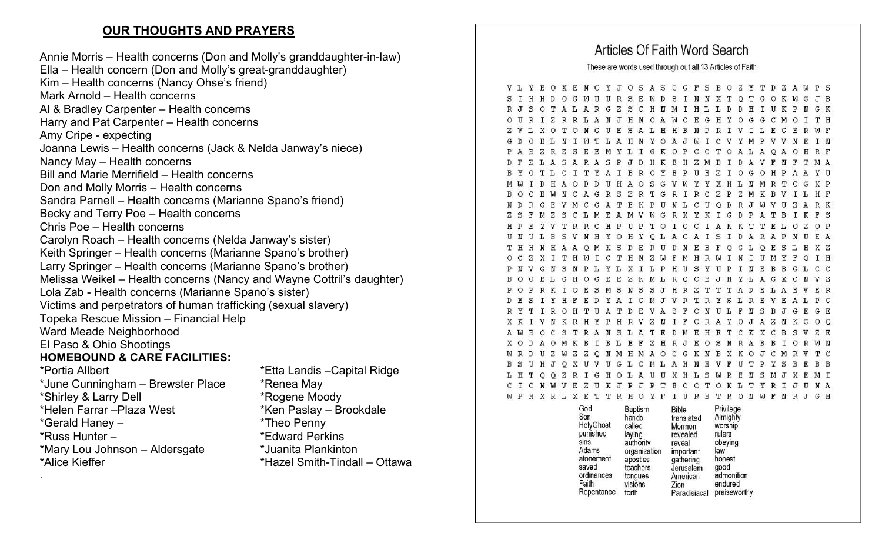## OUR THOUGHTS AND PRAYERS

Annie Morris – Health concerns (Don and Molly's granddaughter-in-law)
Ella – Health concern (Don and Molly's great-granddaughter)
Kim – Health concerns (Nancy Ohse's friend)
Mark Arnold – Health concerns
Al & Bradley Carpenter – Health concerns
Harry and Pat Carpenter – Health concerns
Amy Cripe - expecting
Joanna Lewis – Health concerns (Jack & Nelda Janway's niece)
Nancy May – Health concerns
Bill and Marie Merrifield – Health concerns
Don and Molly Morris – Health concerns
Sandra Parnell – Health concerns (Marianne Spano's friend)
Becky and Terry Poe – Health concerns
Chris Poe – Health concerns
Carolyn Roach – Health concerns (Nelda Janway's sister)
Keith Springer – Health concerns (Marianne Spano's brother)
Larry Springer – Health concerns (Marianne Spano's brother)
Melissa Weikel – Health concerns (Nancy and Wayne Cottril's daughter)
Lola Zab - Health concerns (Marianne Spano's sister)
Victims and perpetrators of human trafficking (sexual slavery)
Topeka Rescue Mission – Financial Help
Ward Meade Neighborhood
El Paso & Ohio Shootings

**HOMEBOUND & CARE FACILITIES:**

*Portia Allbert
*June Cunningham – Brewster Place
*Shirley & Larry Dell
*Helen Farrar –Plaza West
*Gerald Haney –
*Russ Hunter –
*Mary Lou Johnson – Aldersgate
*Alice Kieffer
*Etta Landis –Capital Ridge
*Renea May
*Rogene Moody
*Ken Paslay – Brookdale
*Theo Penny
*Edward Perkins
*Juanita Plankinton
*Hazel Smith-Tindall – Ottawa

.

## Articles Of Faith Word Search

These are words used through out all 13 Articles of Faith

```
V L Y E O X E N C Y J O S A S C G F S B O Z Y T D Z A W P S
S I H H D O G W U U R S E W D S I N N X T Q T G O K W G J B
R J S Q T A L A R G Z S C H N M I H L L D D H I U K P N G K
O U R I Z R R L A N J H N O A W O E G H Y O G G C M O I T H
Z V L X O T O N G U E S A L H H B N P R I V I L E G E R W F
G D O E L N I W T L A H N Y O A J W I C V Y M P V V N E I N
P A E Z R Z S E E M Y L I G K O P C C T O A L A Q A O H R F
D F Z L A S A R A S P J D H K E H Z M B I D A V F N F T M A
B Y O T L C I T Y A I B R O Y E P U E Z I O G O H P A A Y U
M W I D H A O D D U H A O S G V W Y Y X H L N M R T C G X P
B O C E W N C A G R S Z R T G R I R C Z P Z M K B V I L H F
N D R G E V M C G A T E K P U N L C U Q D R J W V U Z A R K
Z S F M Z S C L M E A M V W G R X Y K I G D P A T B I K F S
H P E Y V T R R C H P U P T Q I Q C I A K K T T E L O Z O P
U N U L B S V N H Y O H Y Q L A C A I S I D A R A P N U E A
T H H N H A A Q M K S D E R U D N E B F Q G L Q E S L H X Z
O C Z X I T H W I C T H N Z W F M H R W I N I U M Y F Q I H
P N V G N S N P L Y L X I L P H U S Y U P I N E B B G L C C
B O O E L G H O G E E Z K M L R Q O E J H Y L A G X C N V Z
P O P R K I O E S M S N S S J H R Z T T T A D E L A E V E R
D E S I Y H F E D Y A I C M J V R T R Y S L R E V E A L P O
R Y T I R O H T U A T D E V A S F O N U L F N S B J G E G E
X K I V N K R H Y P H R V Z N I F O R A Y O J A Z N K G O Q
A W E O C S T R A N S L A T E D M E H E T C K X C B S V Z E
X O D A O M K B I B L E F Z H R J E O S N R A B B I O R W N
W R D U Z W Z Z Q N M H M A O C G K N B X K O J C M R V T C
B S U H J Q X U V U G L C M L A H N E V F U T P Y S E E B B
L H T Q Q Z R I G H O L A U U X H L S W R E N S M J X E M I
C I C N W V E Z U K J P J P T E O O T O K L T Y R I J U N A
W P H X R L X E T T R H O Y F I U R B T R Q N W F N R J G H
```

| | | | |
|---|---|---|---|
| God | Baptism | Bible | Privilege |
| Son | hands | translated | Almighty |
| HolyGhost | called | Mormon | worship |
| punished | laying | revealed | rulers |
| sins | authority | reveal | obeying |
| Adams | organization | important | law |
| atonement | apostles | gathering | honest |
| saved | teachers | Jerusalem | good |
| ordinances | tongues | American | admonition |
| Faith | visions | Zion | endured |
| Repentance | forth | Paradisiacal | praiseworthy |